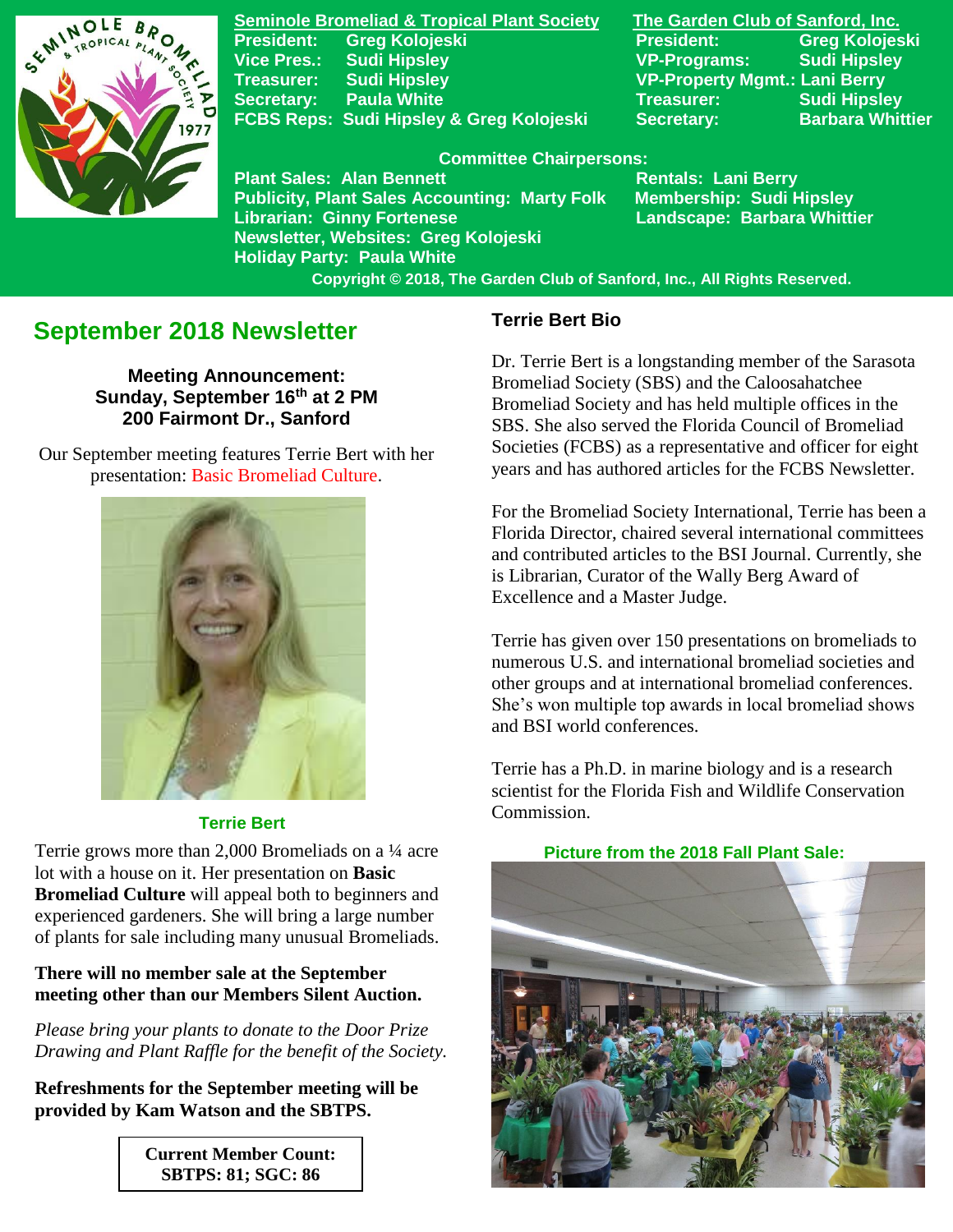**Seminole Bromeliad & Tropical Plant Society**

President: Greg Kolojeski
Vice Pres.: Sudi Hipsley
Treasurer: Sudi Hipsley
Secretary: Paula White
FCBS Reps: Sudi Hipsley & Greg Kolojeski

**The Garden Club of Sanford, Inc.**

President: Greg Kolojeski
VP-Programs: Sudi Hipsley
VP-Property Mgmt.: Lani Berry
Treasurer: Sudi Hipsley
Secretary: Barbara Whittier

**Committee Chairpersons:**

Plant Sales: Alan Bennett
Publicity, Plant Sales Accounting: Marty Folk
Librarian: Ginny Fortenese
Newsletter, Websites: Greg Kolojeski
Holiday Party: Paula White
Rentals: Lani Berry
Membership: Sudi Hipsley
Landscape: Barbara Whittier

Copyright © 2018, The Garden Club of Sanford, Inc., All Rights Reserved.

## September 2018 Newsletter

**Meeting Announcement:**
**Sunday, September 16th at 2 PM**
**200 Fairmont Dr., Sanford**

Our September meeting features Terrie Bert with her presentation: Basic Bromeliad Culture.

**Terrie Bert**

Terrie grows more than 2,000 Bromeliads on a ¼ acre lot with a house on it. Her presentation on **Basic Bromeliad Culture** will appeal both to beginners and experienced gardeners. She will bring a large number of plants for sale including many unusual Bromeliads.

**There will no member sale at the September meeting other than our Members Silent Auction.**

*Please bring your plants to donate to the Door Prize Drawing and Plant Raffle for the benefit of the Society.*

**Refreshments for the September meeting will be provided by Kam Watson and the SBTPS.**

**Current Member Count:**
**SBTPS: 81; SGC: 86**

### Terrie Bert Bio

Dr. Terrie Bert is a longstanding member of the Sarasota Bromeliad Society (SBS) and the Caloosahatchee Bromeliad Society and has held multiple offices in the SBS. She also served the Florida Council of Bromeliad Societies (FCBS) as a representative and officer for eight years and has authored articles for the FCBS Newsletter.

For the Bromeliad Society International, Terrie has been a Florida Director, chaired several international committees and contributed articles to the BSI Journal. Currently, she is Librarian, Curator of the Wally Berg Award of Excellence and a Master Judge.

Terrie has given over 150 presentations on bromeliads to numerous U.S. and international bromeliad societies and other groups and at international bromeliad conferences. She's won multiple top awards in local bromeliad shows and BSI world conferences.

Terrie has a Ph.D. in marine biology and is a research scientist for the Florida Fish and Wildlife Conservation Commission.

**Picture from the 2018 Fall Plant Sale:**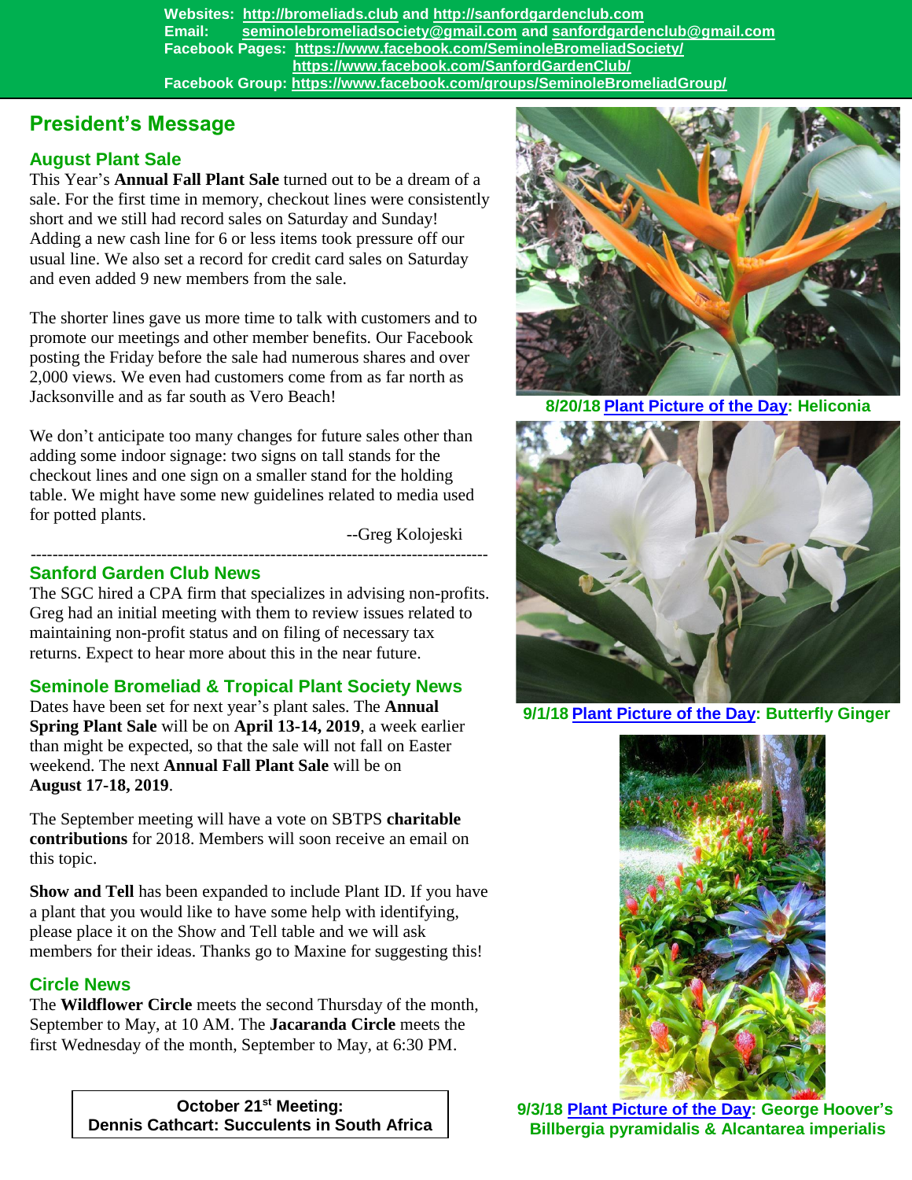**Websites:** http://bromeliads.club and http://sanfordgardenclub.com
**Email:** seminolebromeliadsociety@gmail.com and sanfordgardenclub@gmail.com
**Facebook Pages:** https://www.facebook.com/SeminoleBromeliadSociety/
https://www.facebook.com/SanfordGardenClub/
**Facebook Group:** https://www.facebook.com/groups/SeminoleBromeliadGroup/

## President's Message

### August Plant Sale

This Year's **Annual Fall Plant Sale** turned out to be a dream of a sale. For the first time in memory, checkout lines were consistently short and we still had record sales on Saturday and Sunday! Adding a new cash line for 6 or less items took pressure off our usual line. We also set a record for credit card sales on Saturday and even added 9 new members from the sale.

The shorter lines gave us more time to talk with customers and to promote our meetings and other member benefits. Our Facebook posting the Friday before the sale had numerous shares and over 2,000 views. We even had customers come from as far north as Jacksonville and as far south as Vero Beach!

We don't anticipate too many changes for future sales other than adding some indoor signage: two signs on tall stands for the checkout lines and one sign on a smaller stand for the holding table. We might have some new guidelines related to media used for potted plants.

--Greg Kolojeski

---

### Sanford Garden Club News

The SGC hired a CPA firm that specializes in advising non-profits. Greg had an initial meeting with them to review issues related to maintaining non-profit status and on filing of necessary tax returns. Expect to hear more about this in the near future.

### Seminole Bromeliad & Tropical Plant Society News

Dates have been set for next year's plant sales. The **Annual Spring Plant Sale** will be on **April 13-14, 2019**, a week earlier than might be expected, so that the sale will not fall on Easter weekend. The next **Annual Fall Plant Sale** will be on **August 17-18, 2019**.

The September meeting will have a vote on SBTPS **charitable contributions** for 2018. Members will soon receive an email on this topic.

**Show and Tell** has been expanded to include Plant ID. If you have a plant that you would like to have some help with identifying, please place it on the Show and Tell table and we will ask members for their ideas. Thanks go to Maxine for suggesting this!

### Circle News

The **Wildflower Circle** meets the second Thursday of the month, September to May, at 10 AM. The **Jacaranda Circle** meets the first Wednesday of the month, September to May, at 6:30 PM.

**October 21st Meeting:**
**Dennis Cathcart: Succulents in South Africa**

**8/20/18 Plant Picture of the Day: Heliconia**

**9/1/18 Plant Picture of the Day: Butterfly Ginger**

**9/3/18 Plant Picture of the Day: George Hoover's Billbergia pyramidalis & Alcantarea imperialis**